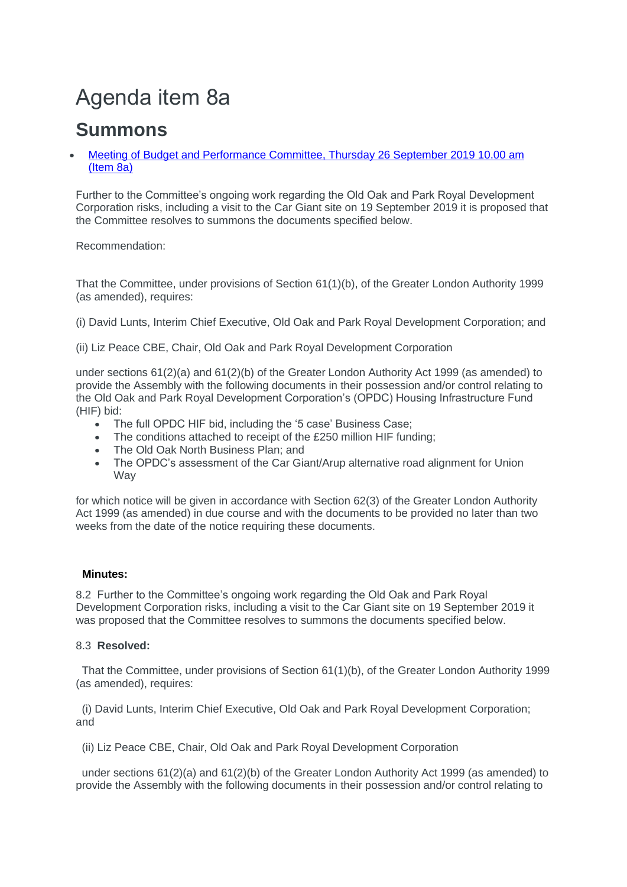# Agenda item 8a

## Summons

- [Meeting of Budget and Performance Committee, Thursday 26 September 2019 10.00 am (Item 8a)]

Further to the Committee's ongoing work regarding the Old Oak and Park Royal Development Corporation risks, including a visit to the Car Giant site on 19 September 2019 it is proposed that the Committee resolves to summons the documents specified below.

Recommendation:

That the Committee, under provisions of Section 61(1)(b), of the Greater London Authority 1999 (as amended), requires:

(i) David Lunts, Interim Chief Executive, Old Oak and Park Royal Development Corporation; and

(ii) Liz Peace CBE, Chair, Old Oak and Park Royal Development Corporation

under sections 61(2)(a) and 61(2)(b) of the Greater London Authority Act 1999 (as amended) to provide the Assembly with the following documents in their possession and/or control relating to the Old Oak and Park Royal Development Corporation's (OPDC) Housing Infrastructure Fund (HIF) bid:

- The full OPDC HIF bid, including the '5 case' Business Case;
- The conditions attached to receipt of the £250 million HIF funding;
- The Old Oak North Business Plan; and
- The OPDC's assessment of the Car Giant/Arup alternative road alignment for Union Way

for which notice will be given in accordance with Section 62(3) of the Greater London Authority Act 1999 (as amended) in due course and with the documents to be provided no later than two weeks from the date of the notice requiring these documents.

**Minutes:**

8.2 Further to the Committee's ongoing work regarding the Old Oak and Park Royal Development Corporation risks, including a visit to the Car Giant site on 19 September 2019 it was proposed that the Committee resolves to summons the documents specified below.

8.3 **Resolved:**

That the Committee, under provisions of Section 61(1)(b), of the Greater London Authority 1999 (as amended), requires:

(i) David Lunts, Interim Chief Executive, Old Oak and Park Royal Development Corporation; and

(ii) Liz Peace CBE, Chair, Old Oak and Park Royal Development Corporation

under sections 61(2)(a) and 61(2)(b) of the Greater London Authority Act 1999 (as amended) to provide the Assembly with the following documents in their possession and/or control relating to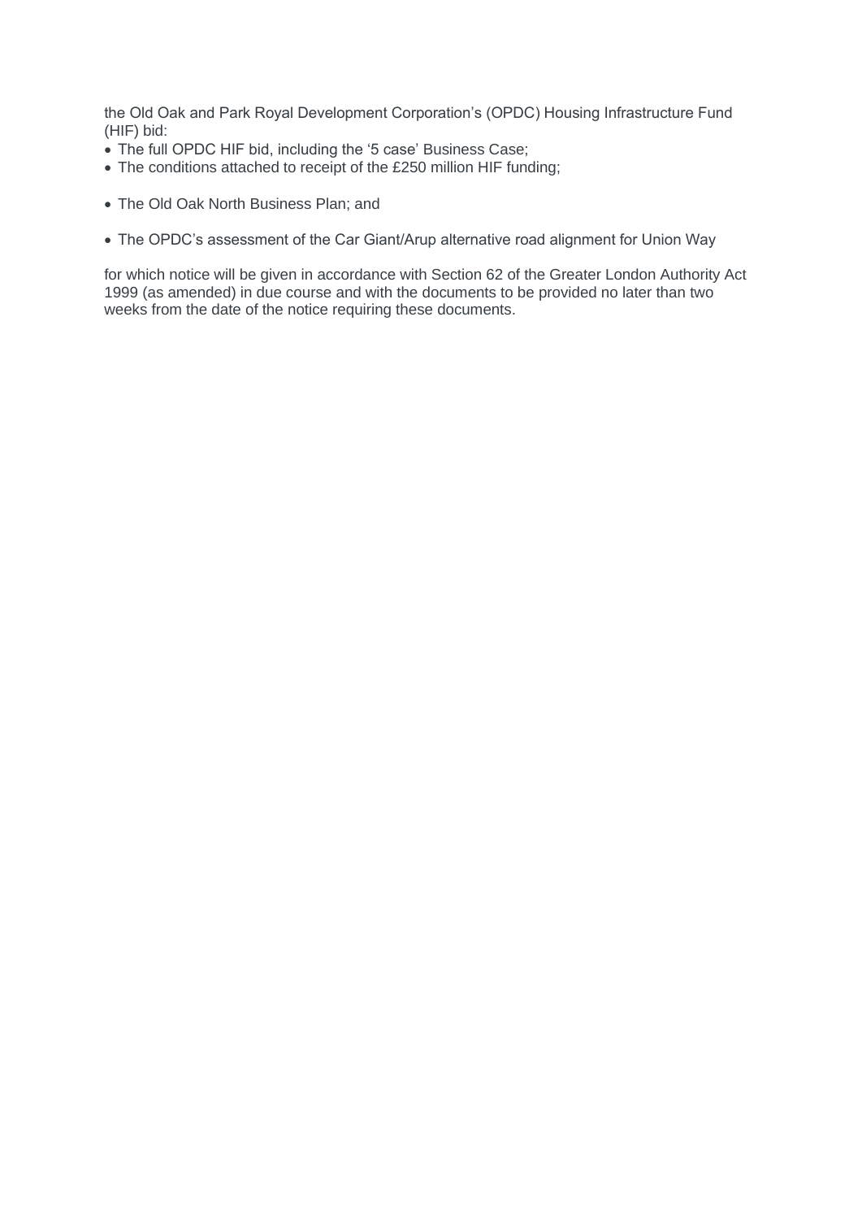the Old Oak and Park Royal Development Corporation's (OPDC) Housing Infrastructure Fund (HIF) bid:

- The full OPDC HIF bid, including the '5 case' Business Case;
- The conditions attached to receipt of the £250 million HIF funding;
- The Old Oak North Business Plan; and
- The OPDC's assessment of the Car Giant/Arup alternative road alignment for Union Way

for which notice will be given in accordance with Section 62 of the Greater London Authority Act 1999 (as amended) in due course and with the documents to be provided no later than two weeks from the date of the notice requiring these documents.